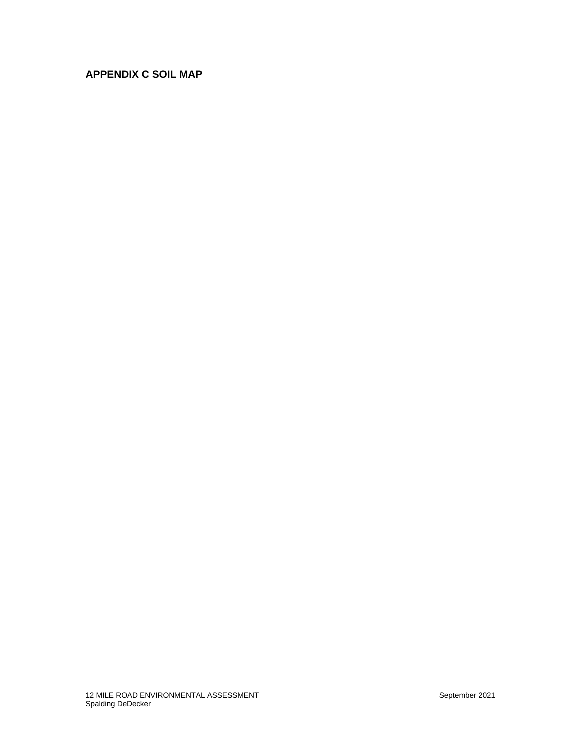# APPENDIX C SOIL MAP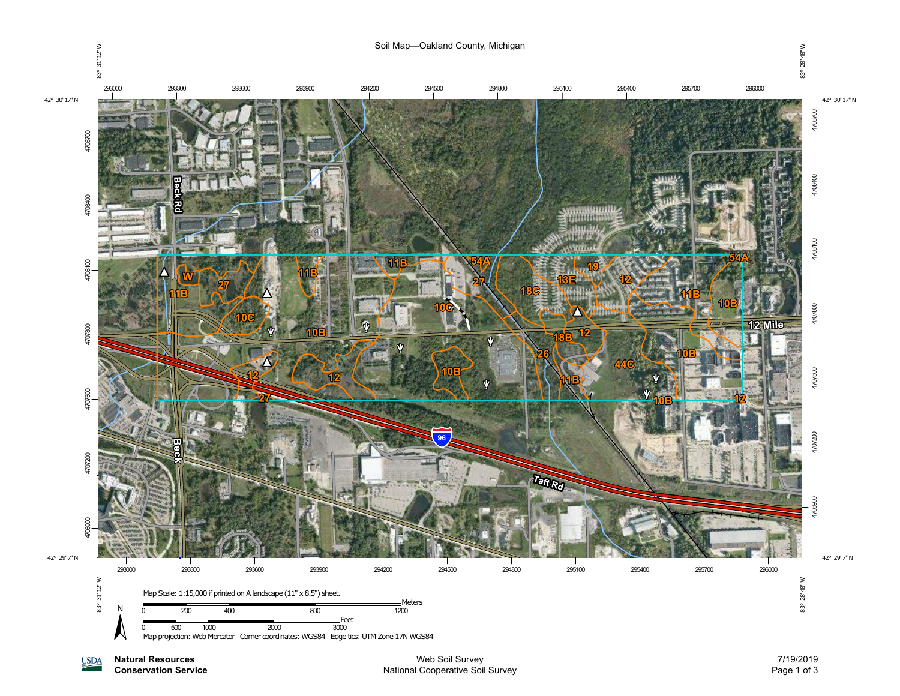# Soil Map—Oakland County, Michigan

83° 31' 12" W — 83° 28' 48" W

42° 30' 17" N — 42° 29' 7" N

Map Scale: 1:15,000 if printed on A landscape (11" x 8.5") sheet.

Meters: 0, 200, 400, 800, 1200

Feet: 0, 500, 1000, 2000, 3000

Map projection: Web Mercator Corner coordinates: WGS84 Edge tics: UTM Zone 17N WGS84

Map unit labels: W, 27, 11B, 10C, 10B, 11B, 12, 27, 54A, 27, 18C, 13E, 19, 12, 11B, 10B, 54A, 12, 18B, 26, 11B, 44C, 10B, 10B, 12, 10C

Roads: Beck Rd, 12 Mile, Taft Rd, Beck, 96

**Natural Resources Conservation Service**

Web Soil Survey
National Cooperative Soil Survey

7/19/2019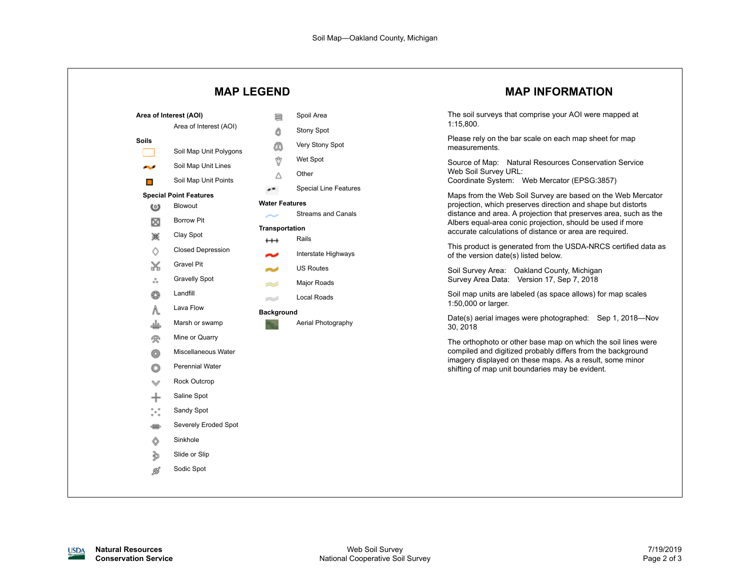Soil Map—Oakland County, Michigan

## MAP LEGEND

**Area of Interest (AOI)**

- Area of Interest (AOI)

**Soils**

- Soil Map Unit Polygons
- Soil Map Unit Lines
- Soil Map Unit Points

**Special Point Features**

- Blowout
- Borrow Pit
- Clay Spot
- Closed Depression
- Gravel Pit
- Gravelly Spot
- Landfill
- Lava Flow
- Marsh or swamp
- Mine or Quarry
- Miscellaneous Water
- Perennial Water
- Rock Outcrop
- Saline Spot
- Sandy Spot
- Severely Eroded Spot
- Sinkhole
- Slide or Slip
- Sodic Spot
- Spoil Area
- Stony Spot
- Very Stony Spot
- Wet Spot
- Other
- Special Line Features

**Water Features**

- Streams and Canals

**Transportation**

- Rails
- Interstate Highways
- US Routes
- Major Roads
- Local Roads

**Background**

- Aerial Photography

## MAP INFORMATION

The soil surveys that comprise your AOI were mapped at 1:15,800.

Please rely on the bar scale on each map sheet for map measurements.

Source of Map: Natural Resources Conservation Service
Web Soil Survey URL:
Coordinate System: Web Mercator (EPSG:3857)

Maps from the Web Soil Survey are based on the Web Mercator projection, which preserves direction and shape but distorts distance and area. A projection that preserves area, such as the Albers equal-area conic projection, should be used if more accurate calculations of distance or area are required.

This product is generated from the USDA-NRCS certified data as of the version date(s) listed below.

Soil Survey Area: Oakland County, Michigan
Survey Area Data: Version 17, Sep 7, 2018

Soil map units are labeled (as space allows) for map scales 1:50,000 or larger.

Date(s) aerial images were photographed: Sep 1, 2018—Nov 30, 2018

The orthophoto or other base map on which the soil lines were compiled and digitized probably differs from the background imagery displayed on these maps. As a result, some minor shifting of map unit boundaries may be evident.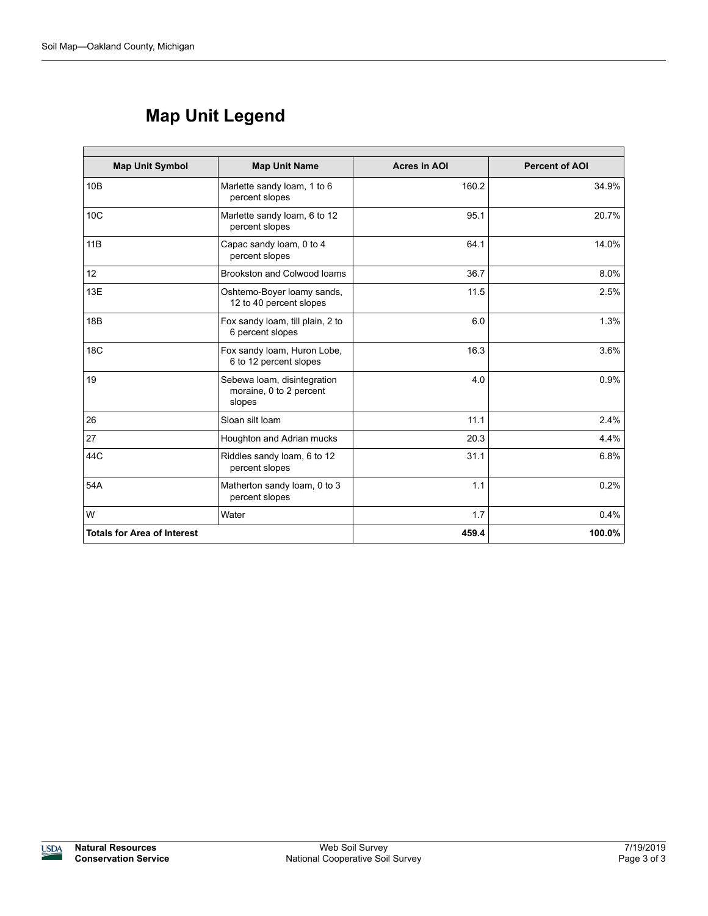# Map Unit Legend

| Map Unit Symbol | Map Unit Name | Acres in AOI | Percent of AOI |
|---|---|---|---|
| 10B | Marlette sandy loam, 1 to 6 percent slopes | 160.2 | 34.9% |
| 10C | Marlette sandy loam, 6 to 12 percent slopes | 95.1 | 20.7% |
| 11B | Capac sandy loam, 0 to 4 percent slopes | 64.1 | 14.0% |
| 12 | Brookston and Colwood loams | 36.7 | 8.0% |
| 13E | Oshtemo-Boyer loamy sands, 12 to 40 percent slopes | 11.5 | 2.5% |
| 18B | Fox sandy loam, till plain, 2 to 6 percent slopes | 6.0 | 1.3% |
| 18C | Fox sandy loam, Huron Lobe, 6 to 12 percent slopes | 16.3 | 3.6% |
| 19 | Sebewa loam, disintegration moraine, 0 to 2 percent slopes | 4.0 | 0.9% |
| 26 | Sloan silt loam | 11.1 | 2.4% |
| 27 | Houghton and Adrian mucks | 20.3 | 4.4% |
| 44C | Riddles sandy loam, 6 to 12 percent slopes | 31.1 | 6.8% |
| 54A | Matherton sandy loam, 0 to 3 percent slopes | 1.1 | 0.2% |
| W | Water | 1.7 | 0.4% |
| **Totals for Area of Interest** | | **459.4** | **100.0%** |